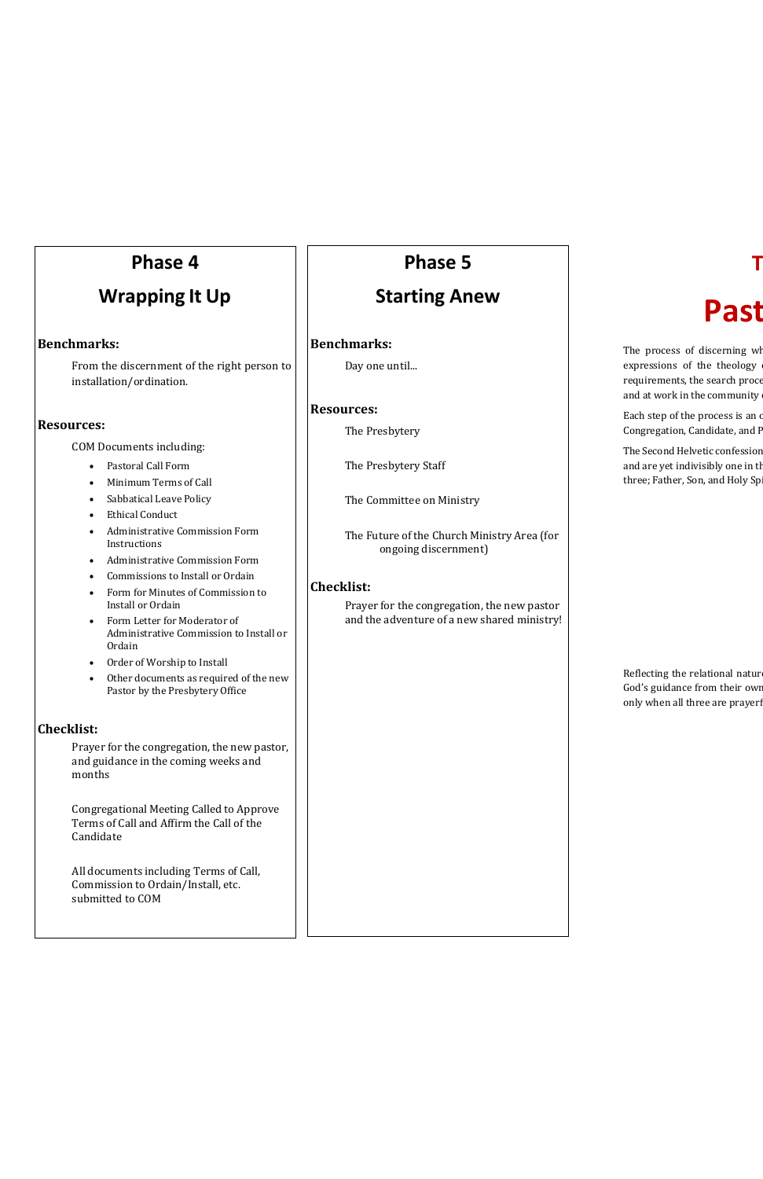## Phase 4

## Wrapping It Up

**Benchmarks:**

From the discernment of the right person to installation/ordination.

**Resources:**

COM Documents including:

- Pastoral Call Form
- Minimum Terms of Call
- Sabbatical Leave Policy
- Ethical Conduct
- Administrative Commission Form Instructions
- Administrative Commission Form
- Commissions to Install or Ordain
- Form for Minutes of Commission to Install or Ordain
- Form Letter for Moderator of Administrative Commission to Install or Ordain
- Order of Worship to Install
- Other documents as required of the new Pastor by the Presbytery Office

**Checklist:**

Prayer for the congregation, the new pastor, and guidance in the coming weeks and months

Congregational Meeting Called to Approve Terms of Call and Affirm the Call of the Candidate

All documents including Terms of Call, Commission to Ordain/Install, etc. submitted to COM

## Phase 5

## Starting Anew

**Benchmarks:**

Day one until...

**Resources:**

The Presbytery

The Presbytery Staff

The Committee on Ministry

The Future of the Church Ministry Area (for ongoing discernment)

**Checklist:**

Prayer for the congregation, the new pastor and the adventure of a new shared ministry!

# T

# Past

The process of discerning wh expressions of the theology requirements, the search proce and at work in the community

Each step of the process is an c Congregation, Candidate, and P

The Second Helvetic confession and are yet indivisibly one in th three; Father, Son, and Holy Spi

Reflecting the relational nature God's guidance from their own only when all three are prayerf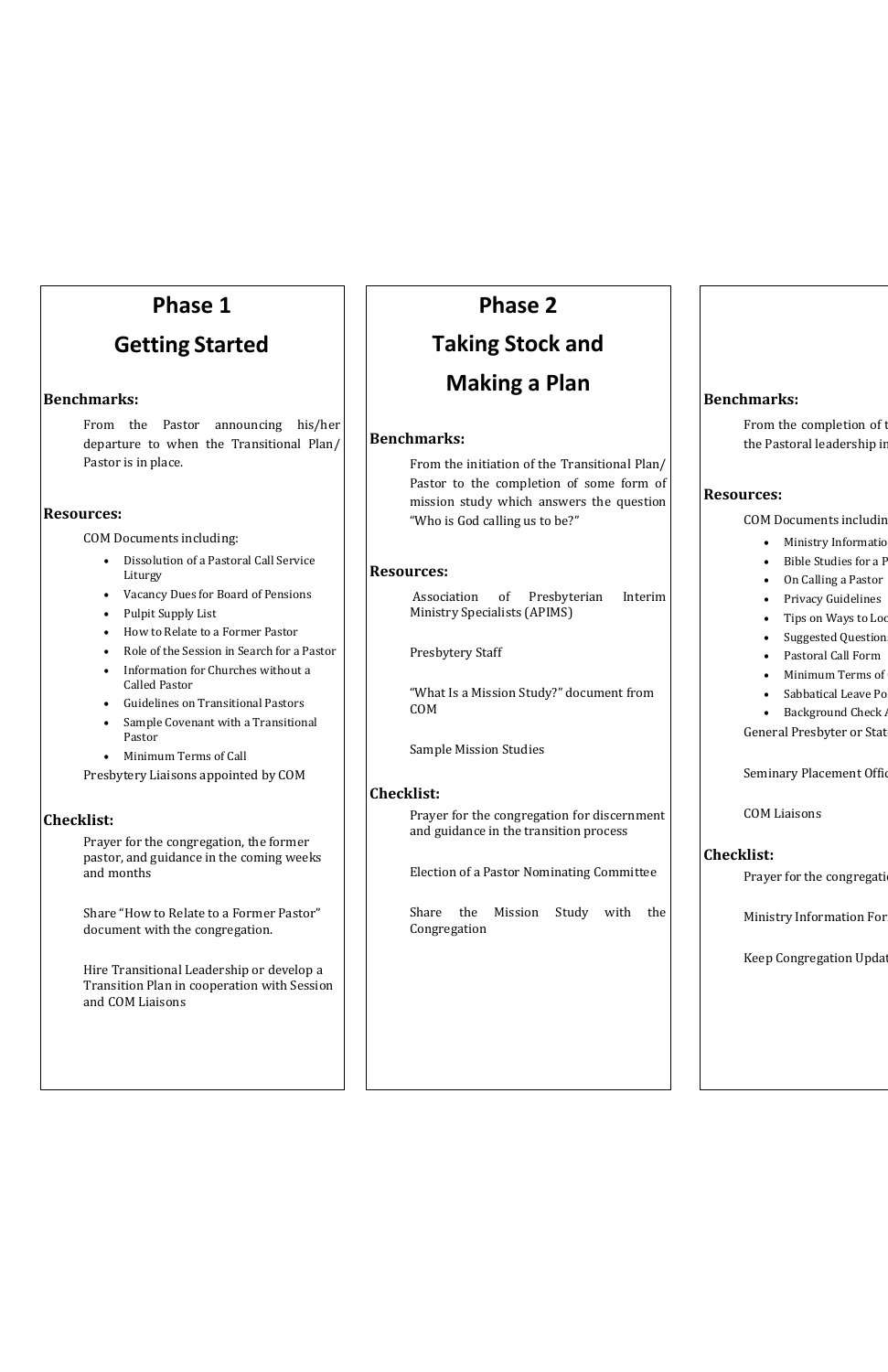# Phase 1

## Getting Started

**Benchmarks:**

From the Pastor announcing his/her departure to when the Transitional Plan/ Pastor is in place.

**Resources:**

COM Documents including:

- Dissolution of a Pastoral Call Service Liturgy
- Vacancy Dues for Board of Pensions
- Pulpit Supply List
- How to Relate to a Former Pastor
- Role of the Session in Search for a Pastor
- Information for Churches without a Called Pastor
- Guidelines on Transitional Pastors
- Sample Covenant with a Transitional Pastor
- Minimum Terms of Call

Presbytery Liaisons appointed by COM

**Checklist:**

Prayer for the congregation, the former pastor, and guidance in the coming weeks and months

Share "How to Relate to a Former Pastor" document with the congregation.

Hire Transitional Leadership or develop a Transition Plan in cooperation with Session and COM Liaisons

# Phase 2

## Taking Stock and Making a Plan

**Benchmarks:**

From the initiation of the Transitional Plan/ Pastor to the completion of some form of mission study which answers the question "Who is God calling us to be?"

**Resources:**

Association of Presbyterian Interim Ministry Specialists (APIMS)

Presbytery Staff

"What Is a Mission Study?" document from COM

Sample Mission Studies

**Checklist:**

Prayer for the congregation for discernment and guidance in the transition process

Election of a Pastor Nominating Committee

Share the Mission Study with the Congregation

**Benchmarks:**

From the completion of t
the Pastoral leadership in

**Resources:**

COM Documents includin

- Ministry Informatio
- Bible Studies for a P
- On Calling a Pastor
- Privacy Guidelines
- Tips on Ways to Loc
- Suggested Question
- Pastoral Call Form
- Minimum Terms of
- Sabbatical Leave Po
- Background Check A

General Presbyter or Stat

Seminary Placement Offic

COM Liaisons

**Checklist:**

Prayer for the congregati

Ministry Information For

Keep Congregation Updat